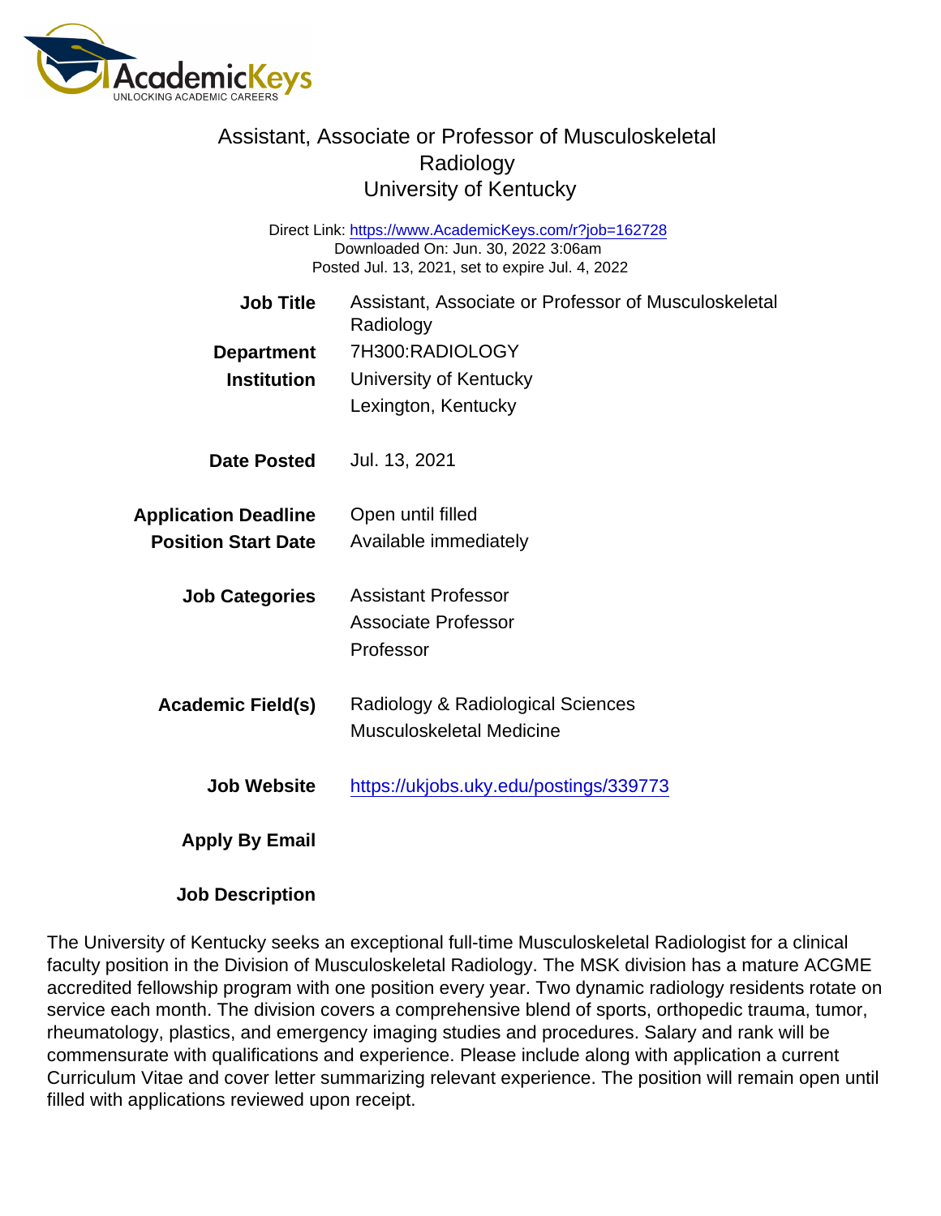# Assistant, Associate or Professor of Musculoskeletal Radiology
## University of Kentucky

Direct Link: https://www.AcademicKeys.com/r?job=162728
Downloaded On: Jun. 30, 2022 3:06am
Posted Jul. 13, 2021, set to expire Jul. 4, 2022

**Job Title** Assistant, Associate or Professor of Musculoskeletal Radiology

**Department** 7H300:RADIOLOGY

**Institution** University of Kentucky
Lexington, Kentucky

**Date Posted** Jul. 13, 2021

**Application Deadline** Open until filled

**Position Start Date** Available immediately

**Job Categories** Assistant Professor
Associate Professor
Professor

**Academic Field(s)** Radiology & Radiological Sciences
Musculoskeletal Medicine

**Job Website** https://ukjobs.uky.edu/postings/339773

**Apply By Email**

**Job Description**

The University of Kentucky seeks an exceptional full-time Musculoskeletal Radiologist for a clinical faculty position in the Division of Musculoskeletal Radiology. The MSK division has a mature ACGME accredited fellowship program with one position every year. Two dynamic radiology residents rotate on service each month. The division covers a comprehensive blend of sports, orthopedic trauma, tumor, rheumatology, plastics, and emergency imaging studies and procedures. Salary and rank will be commensurate with qualifications and experience. Please include along with application a current Curriculum Vitae and cover letter summarizing relevant experience. The position will remain open until filled with applications reviewed upon receipt.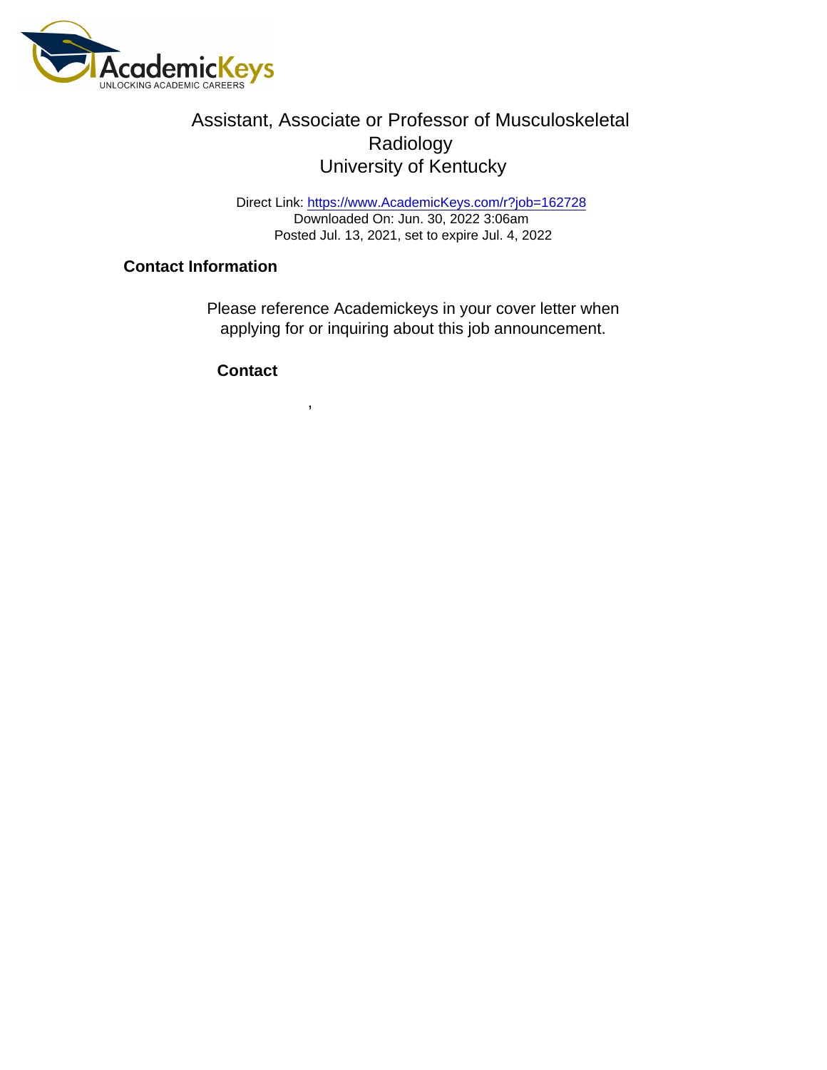# Assistant, Associate or Professor of Musculoskeletal Radiology
# University of Kentucky

Direct Link: https://www.AcademicKeys.com/r?job=162728
Downloaded On: Jun. 30, 2022 3:06am
Posted Jul. 13, 2021, set to expire Jul. 4, 2022

## Contact Information

Please reference Academickeys in your cover letter when applying for or inquiring about this job announcement.

### Contact

,